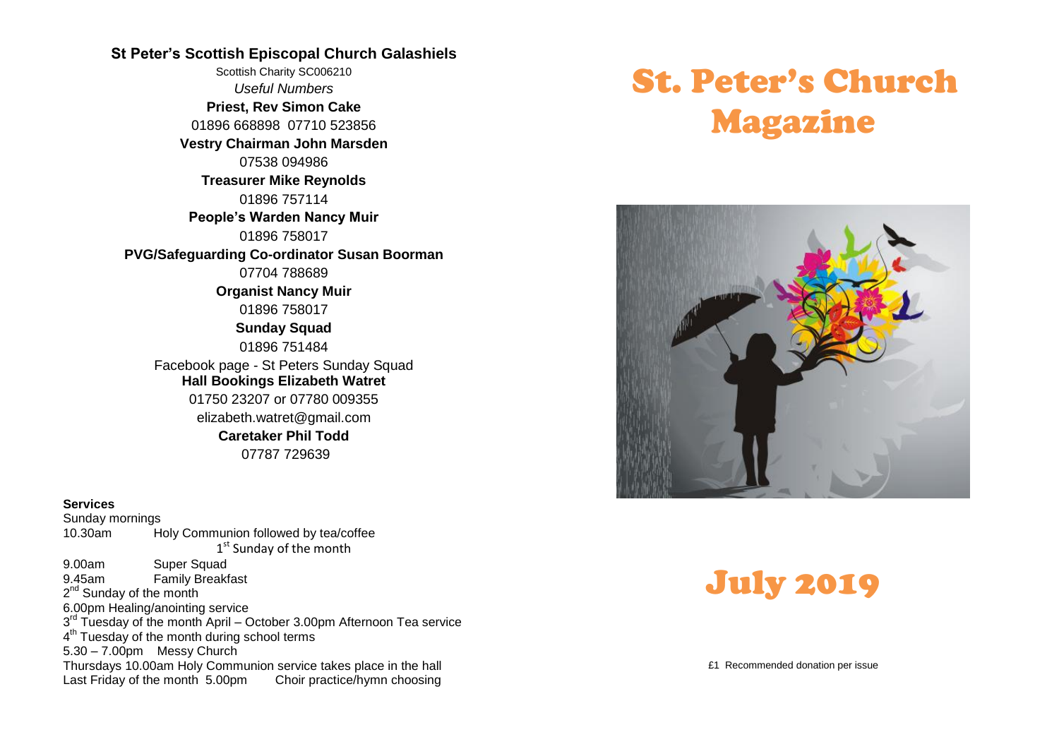**St Peter's Scottish Episcopal Church Galashiels**

Scottish Charity SC006210

*Useful Numbers*

**Priest, Rev Simon Cake**

01896 668898 07710 523856

**Vestry Chairman John Marsden**

07538 094986

**Treasurer Mike Reynolds**

01896 757114

**People's Warden Nancy Muir**

01896 758017

**PVG/Safeguarding Co-ordinator Susan Boorman**

07704 788689

**Organist Nancy Muir**

01896 758017

**Sunday Squad**

01896 751484

Facebook page - St Peters Sunday Squad

**Hall Bookings Elizabeth Watret**

01750 23207 or 07780 009355

elizabeth.watret@gmail.com

**Caretaker Phil Todd**

07787 729639

**Services**

Sunday mornings

10.30am Holy Communion followed by tea/coffee

1st Sunday of the month

9.00am Super Squad

9.45am Family Breakfast

2nd Sunday of the month

6.00pm Healing/anointing service

3rd Tuesday of the month April – October 3.00pm Afternoon Tea service

4th Tuesday of the month during school terms

5.30 – 7.00pm Messy Church

Thursdays 10.00am Holy Communion service takes place in the hall

Last Friday of the month 5.00pm Choir practice/hymn choosing

# St. Peter's Church Magazine

# July 2019

£1 Recommended donation per issue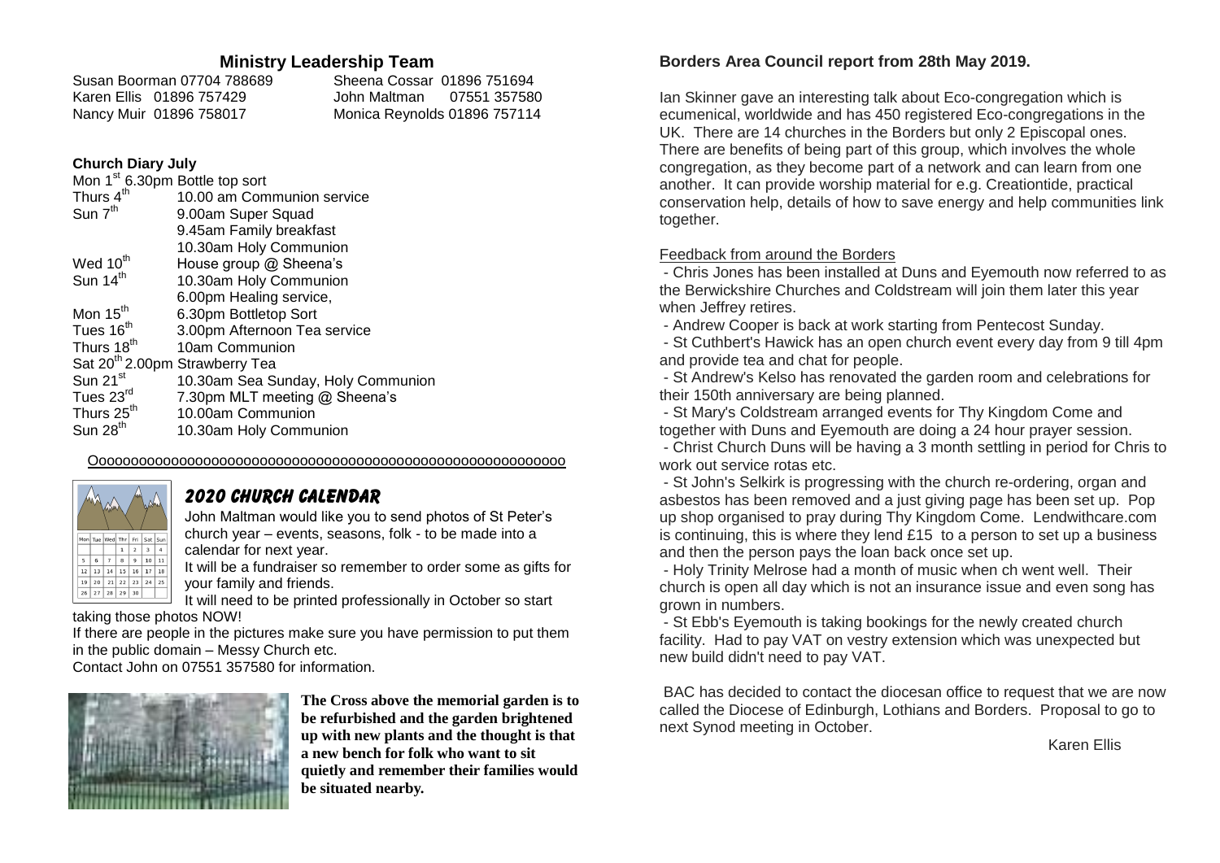## Ministry Leadership Team

| | |
|---|---|
| Susan Boorman 07704 788689 | Sheena Cossar 01896 751694 |
| Karen Ellis 01896 757429 | John Maltman 07551 357580 |
| Nancy Muir 01896 758017 | Monica Reynolds 01896 757114 |

**Church Diary July**

| | |
|---|---|
| Mon 1st 6.30pm Bottle top sort | |
| Thurs 4th | 10.00 am Communion service |
| Sun 7th | 9.00am Super Squad |
| | 9.45am Family breakfast |
| | 10.30am Holy Communion |
| Wed 10th | House group @ Sheena's |
| Sun 14th | 10.30am Holy Communion |
| | 6.00pm Healing service, |
| Mon 15th | 6.30pm Bottletop Sort |
| Tues 16th | 3.00pm Afternoon Tea service |
| Thurs 18th | 10am Communion |
| Sat 20th 2.00pm Strawberry Tea | |
| Sun 21st | 10.30am Sea Sunday, Holy Communion |
| Tues 23rd | 7.30pm MLT meeting @ Sheena's |
| Thurs 25th | 10.00am Communion |
| Sun 28th | 10.30am Holy Communion |

Oooooooooooooooooooooooooooooooooooooooooooooooooooooooooo

## *2020 Church Calendar*

John Maltman would like you to send photos of St Peter's church year – events, seasons, folk - to be made into a calendar for next year.

It will be a fundraiser so remember to order some as gifts for your family and friends.

It will need to be printed professionally in October so start taking those photos NOW!

If there are people in the pictures make sure you have permission to put them in the public domain – Messy Church etc.

Contact John on 07551 357580 for information.

**The Cross above the memorial garden is to be refurbished and the garden brightened up with new plants and the thought is that a new bench for folk who want to sit quietly and remember their families would be situated nearby.**

## Borders Area Council report from 28th May 2019.

Ian Skinner gave an interesting talk about Eco-congregation which is ecumenical, worldwide and has 450 registered Eco-congregations in the UK. There are 14 churches in the Borders but only 2 Episcopal ones. There are benefits of being part of this group, which involves the whole congregation, as they become part of a network and can learn from one another. It can provide worship material for e.g. Creationtide, practical conservation help, details of how to save energy and help communities link together.

Feedback from around the Borders

- Chris Jones has been installed at Duns and Eyemouth now referred to as the Berwickshire Churches and Coldstream will join them later this year when Jeffrey retires.
- Andrew Cooper is back at work starting from Pentecost Sunday.
- St Cuthbert's Hawick has an open church event every day from 9 till 4pm and provide tea and chat for people.
- St Andrew's Kelso has renovated the garden room and celebrations for their 150th anniversary are being planned.
- St Mary's Coldstream arranged events for Thy Kingdom Come and together with Duns and Eyemouth are doing a 24 hour prayer session.
- Christ Church Duns will be having a 3 month settling in period for Chris to work out service rotas etc.
- St John's Selkirk is progressing with the church re-ordering, organ and asbestos has been removed and a just giving page has been set up. Pop up shop organised to pray during Thy Kingdom Come. Lendwithcare.com is continuing, this is where they lend £15 to a person to set up a business and then the person pays the loan back once set up.
- Holy Trinity Melrose had a month of music when ch went well. Their church is open all day which is not an insurance issue and even song has grown in numbers.
- St Ebb's Eyemouth is taking bookings for the newly created church facility. Had to pay VAT on vestry extension which was unexpected but new build didn't need to pay VAT.

BAC has decided to contact the diocesan office to request that we are now called the Diocese of Edinburgh, Lothians and Borders. Proposal to go to next Synod meeting in October.

Karen Ellis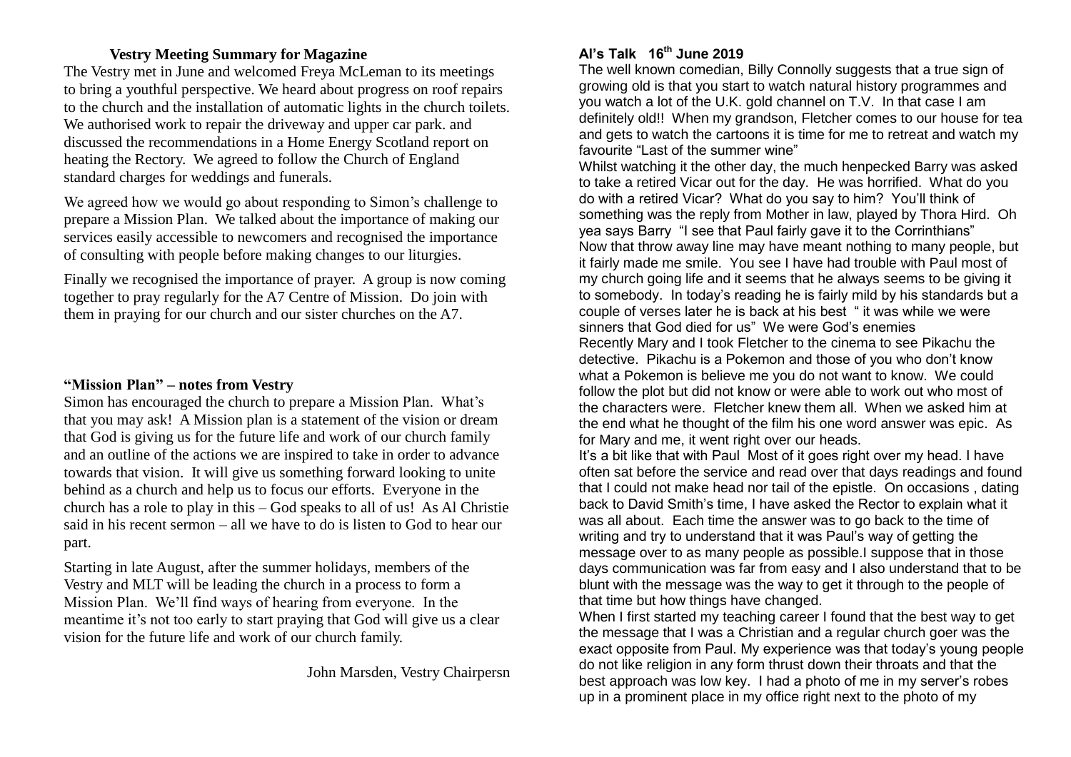## Vestry Meeting Summary for Magazine

The Vestry met in June and welcomed Freya McLeman to its meetings to bring a youthful perspective. We heard about progress on roof repairs to the church and the installation of automatic lights in the church toilets. We authorised work to repair the driveway and upper car park. and discussed the recommendations in a Home Energy Scotland report on heating the Rectory. We agreed to follow the Church of England standard charges for weddings and funerals.

We agreed how we would go about responding to Simon's challenge to prepare a Mission Plan. We talked about the importance of making our services easily accessible to newcomers and recognised the importance of consulting with people before making changes to our liturgies.

Finally we recognised the importance of prayer. A group is now coming together to pray regularly for the A7 Centre of Mission. Do join with them in praying for our church and our sister churches on the A7.

## "Mission Plan" – notes from Vestry

Simon has encouraged the church to prepare a Mission Plan. What's that you may ask! A Mission plan is a statement of the vision or dream that God is giving us for the future life and work of our church family and an outline of the actions we are inspired to take in order to advance towards that vision. It will give us something forward looking to unite behind as a church and help us to focus our efforts. Everyone in the church has a role to play in this – God speaks to all of us! As Al Christie said in his recent sermon – all we have to do is listen to God to hear our part.

Starting in late August, after the summer holidays, members of the Vestry and MLT will be leading the church in a process to form a Mission Plan. We'll find ways of hearing from everyone. In the meantime it's not too early to start praying that God will give us a clear vision for the future life and work of our church family.

John Marsden, Vestry Chairpersn

## Al's Talk 16th June 2019

The well known comedian, Billy Connolly suggests that a true sign of growing old is that you start to watch natural history programmes and you watch a lot of the U.K. gold channel on T.V. In that case I am definitely old!! When my grandson, Fletcher comes to our house for tea and gets to watch the cartoons it is time for me to retreat and watch my favourite "Last of the summer wine"

Whilst watching it the other day, the much henpecked Barry was asked to take a retired Vicar out for the day. He was horrified. What do you do with a retired Vicar? What do you say to him? You'll think of something was the reply from Mother in law, played by Thora Hird. Oh yea says Barry "I see that Paul fairly gave it to the Corrinthians"

Now that throw away line may have meant nothing to many people, but it fairly made me smile. You see I have had trouble with Paul most of my church going life and it seems that he always seems to be giving it to somebody. In today's reading he is fairly mild by his standards but a couple of verses later he is back at his best " it was while we were sinners that God died for us" We were God's enemies

Recently Mary and I took Fletcher to the cinema to see Pikachu the detective. Pikachu is a Pokemon and those of you who don't know what a Pokemon is believe me you do not want to know. We could follow the plot but did not know or were able to work out who most of the characters were. Fletcher knew them all. When we asked him at the end what he thought of the film his one word answer was epic. As for Mary and me, it went right over our heads.

It's a bit like that with Paul Most of it goes right over my head. I have often sat before the service and read over that days readings and found that I could not make head nor tail of the epistle. On occasions , dating back to David Smith's time, I have asked the Rector to explain what it was all about. Each time the answer was to go back to the time of writing and try to understand that it was Paul's way of getting the message over to as many people as possible.I suppose that in those days communication was far from easy and I also understand that to be blunt with the message was the way to get it through to the people of that time but how things have changed.

When I first started my teaching career I found that the best way to get the message that I was a Christian and a regular church goer was the exact opposite from Paul. My experience was that today's young people do not like religion in any form thrust down their throats and that the best approach was low key. I had a photo of me in my server's robes up in a prominent place in my office right next to the photo of my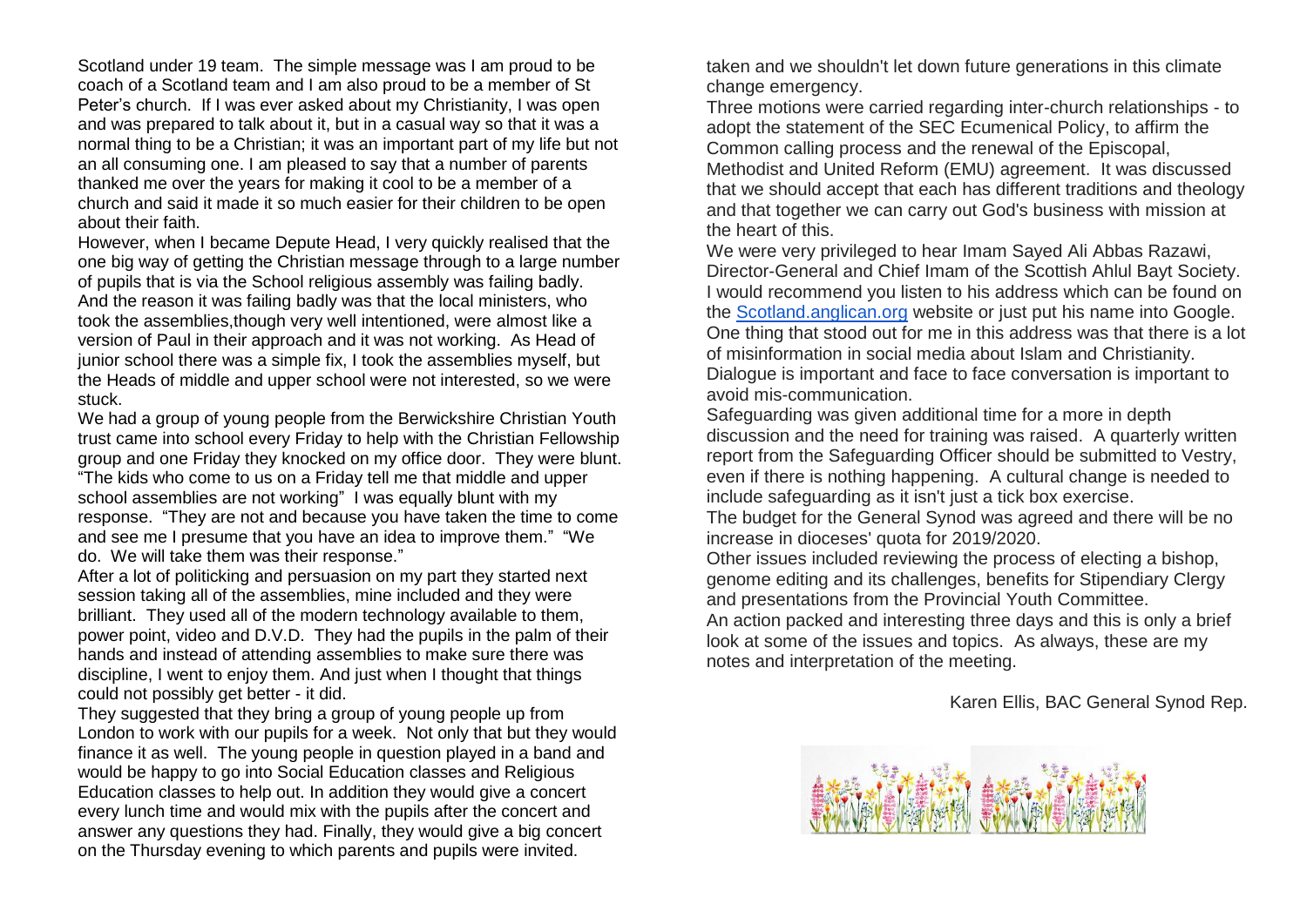Scotland under 19 team. The simple message was I am proud to be coach of a Scotland team and I am also proud to be a member of St Peter's church. If I was ever asked about my Christianity, I was open and was prepared to talk about it, but in a casual way so that it was a normal thing to be a Christian; it was an important part of my life but not an all consuming one. I am pleased to say that a number of parents thanked me over the years for making it cool to be a member of a church and said it made it so much easier for their children to be open about their faith.

However, when I became Depute Head, I very quickly realised that the one big way of getting the Christian message through to a large number of pupils that is via the School religious assembly was failing badly. And the reason it was failing badly was that the local ministers, who took the assemblies,though very well intentioned, were almost like a version of Paul in their approach and it was not working. As Head of junior school there was a simple fix, I took the assemblies myself, but the Heads of middle and upper school were not interested, so we were stuck.

We had a group of young people from the Berwickshire Christian Youth trust came into school every Friday to help with the Christian Fellowship group and one Friday they knocked on my office door. They were blunt. "The kids who come to us on a Friday tell me that middle and upper school assemblies are not working" I was equally blunt with my response. "They are not and because you have taken the time to come and see me I presume that you have an idea to improve them." "We do. We will take them was their response."

After a lot of politicking and persuasion on my part they started next session taking all of the assemblies, mine included and they were brilliant. They used all of the modern technology available to them, power point, video and D.V.D. They had the pupils in the palm of their hands and instead of attending assemblies to make sure there was discipline, I went to enjoy them. And just when I thought that things could not possibly get better - it did.

They suggested that they bring a group of young people up from London to work with our pupils for a week. Not only that but they would finance it as well. The young people in question played in a band and would be happy to go into Social Education classes and Religious Education classes to help out. In addition they would give a concert every lunch time and would mix with the pupils after the concert and answer any questions they had. Finally, they would give a big concert on the Thursday evening to which parents and pupils were invited.

taken and we shouldn't let down future generations in this climate change emergency.

Three motions were carried regarding inter-church relationships - to adopt the statement of the SEC Ecumenical Policy, to affirm the Common calling process and the renewal of the Episcopal, Methodist and United Reform (EMU) agreement. It was discussed that we should accept that each has different traditions and theology and that together we can carry out God's business with mission at the heart of this.

We were very privileged to hear Imam Sayed Ali Abbas Razawi, Director-General and Chief Imam of the Scottish Ahlul Bayt Society. I would recommend you listen to his address which can be found on the [Scotland.anglican.org](Scotland.anglican.org) website or just put his name into Google. One thing that stood out for me in this address was that there is a lot of misinformation in social media about Islam and Christianity. Dialogue is important and face to face conversation is important to avoid mis-communication.

Safeguarding was given additional time for a more in depth discussion and the need for training was raised. A quarterly written report from the Safeguarding Officer should be submitted to Vestry, even if there is nothing happening. A cultural change is needed to include safeguarding as it isn't just a tick box exercise.

The budget for the General Synod was agreed and there will be no increase in dioceses' quota for 2019/2020.

Other issues included reviewing the process of electing a bishop, genome editing and its challenges, benefits for Stipendiary Clergy and presentations from the Provincial Youth Committee.

An action packed and interesting three days and this is only a brief look at some of the issues and topics. As always, these are my notes and interpretation of the meeting.

Karen Ellis, BAC General Synod Rep.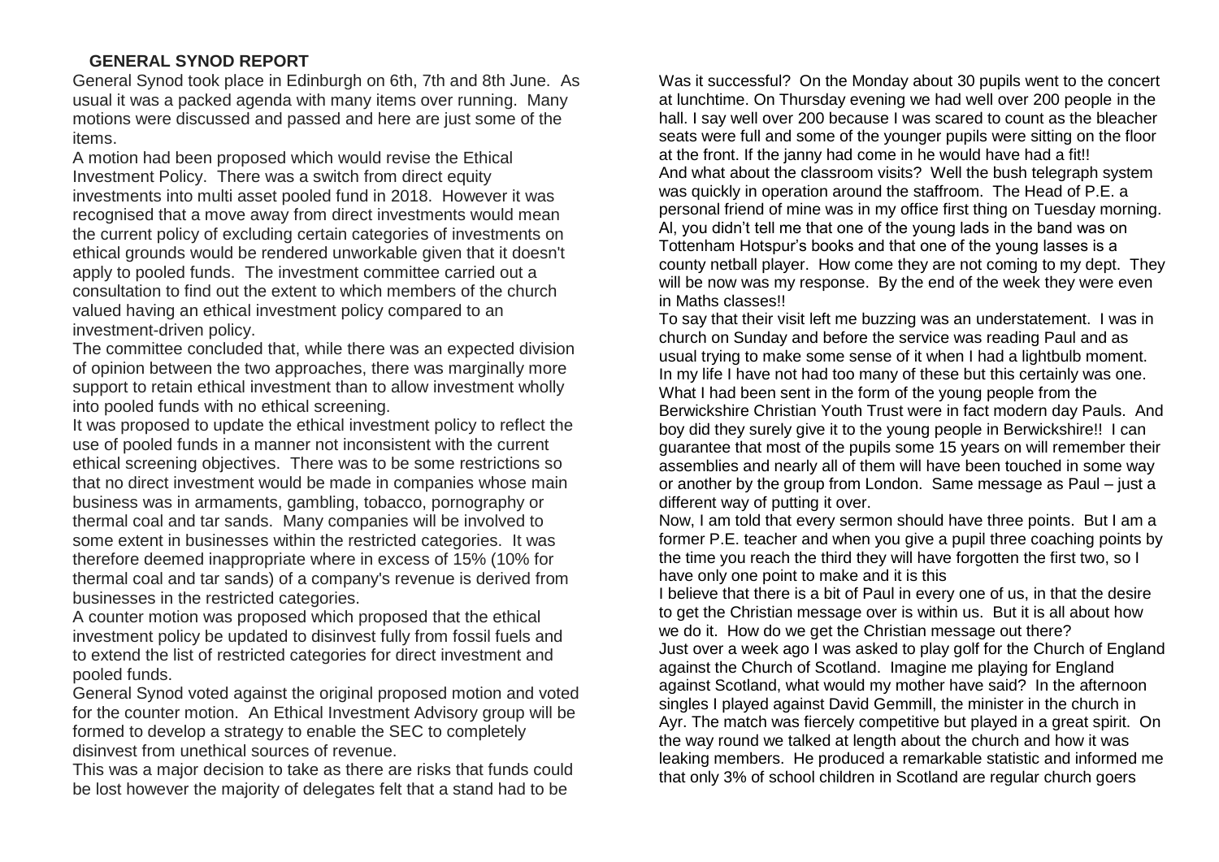## GENERAL SYNOD REPORT

General Synod took place in Edinburgh on 6th, 7th and 8th June. As usual it was a packed agenda with many items over running. Many motions were discussed and passed and here are just some of the items.

A motion had been proposed which would revise the Ethical Investment Policy. There was a switch from direct equity investments into multi asset pooled fund in 2018. However it was recognised that a move away from direct investments would mean the current policy of excluding certain categories of investments on ethical grounds would be rendered unworkable given that it doesn't apply to pooled funds. The investment committee carried out a consultation to find out the extent to which members of the church valued having an ethical investment policy compared to an investment-driven policy.

The committee concluded that, while there was an expected division of opinion between the two approaches, there was marginally more support to retain ethical investment than to allow investment wholly into pooled funds with no ethical screening.

It was proposed to update the ethical investment policy to reflect the use of pooled funds in a manner not inconsistent with the current ethical screening objectives. There was to be some restrictions so that no direct investment would be made in companies whose main business was in armaments, gambling, tobacco, pornography or thermal coal and tar sands. Many companies will be involved to some extent in businesses within the restricted categories. It was therefore deemed inappropriate where in excess of 15% (10% for thermal coal and tar sands) of a company's revenue is derived from businesses in the restricted categories.

A counter motion was proposed which proposed that the ethical investment policy be updated to disinvest fully from fossil fuels and to extend the list of restricted categories for direct investment and pooled funds.

General Synod voted against the original proposed motion and voted for the counter motion. An Ethical Investment Advisory group will be formed to develop a strategy to enable the SEC to completely disinvest from unethical sources of revenue.

This was a major decision to take as there are risks that funds could be lost however the majority of delegates felt that a stand had to be

Was it successful? On the Monday about 30 pupils went to the concert at lunchtime. On Thursday evening we had well over 200 people in the hall. I say well over 200 because I was scared to count as the bleacher seats were full and some of the younger pupils were sitting on the floor at the front. If the janny had come in he would have had a fit!!

And what about the classroom visits? Well the bush telegraph system was quickly in operation around the staffroom. The Head of P.E. a personal friend of mine was in my office first thing on Tuesday morning. Al, you didn't tell me that one of the young lads in the band was on Tottenham Hotspur's books and that one of the young lasses is a county netball player. How come they are not coming to my dept. They will be now was my response. By the end of the week they were even in Maths classes!!

To say that their visit left me buzzing was an understatement. I was in church on Sunday and before the service was reading Paul and as usual trying to make some sense of it when I had a lightbulb moment. In my life I have not had too many of these but this certainly was one. What I had been sent in the form of the young people from the Berwickshire Christian Youth Trust were in fact modern day Pauls. And boy did they surely give it to the young people in Berwickshire!! I can guarantee that most of the pupils some 15 years on will remember their assemblies and nearly all of them will have been touched in some way or another by the group from London. Same message as Paul – just a different way of putting it over.

Now, I am told that every sermon should have three points. But I am a former P.E. teacher and when you give a pupil three coaching points by the time you reach the third they will have forgotten the first two, so I have only one point to make and it is this

I believe that there is a bit of Paul in every one of us, in that the desire to get the Christian message over is within us. But it is all about how we do it. How do we get the Christian message out there?

Just over a week ago I was asked to play golf for the Church of England against the Church of Scotland. Imagine me playing for England against Scotland, what would my mother have said? In the afternoon singles I played against David Gemmill, the minister in the church in Ayr. The match was fiercely competitive but played in a great spirit. On the way round we talked at length about the church and how it was leaking members. He produced a remarkable statistic and informed me that only 3% of school children in Scotland are regular church goers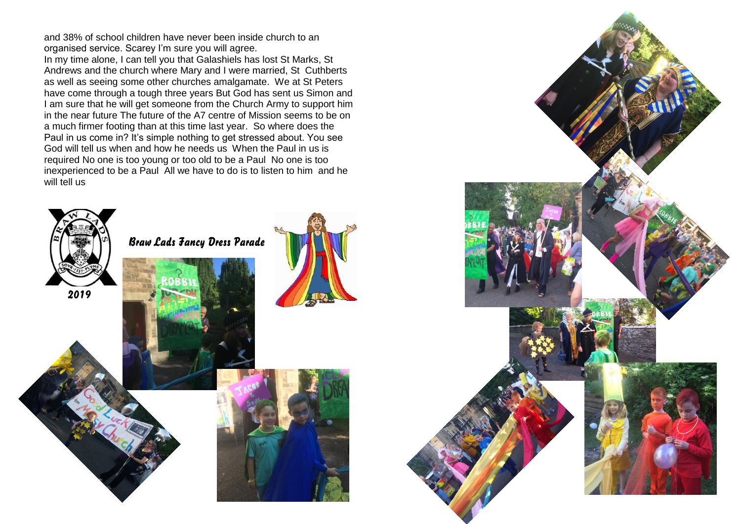and 38% of school children have never been inside church to an organised service. Scarey I'm sure you will agree.
In my time alone, I can tell you that Galashiels has lost St Marks, St Andrews and the church where Mary and I were married, St Cuthberts as well as seeing some other churches amalgamate. We at St Peters have come through a tough three years But God has sent us Simon and I am sure that he will get someone from the Church Army to support him in the near future The future of the A7 centre of Mission seems to be on a much firmer footing than at this time last year. So where does the Paul in us come in? It's simple nothing to get stressed about. You see God will tell us when and how he needs us When the Paul in us is required No one is too young or too old to be a Paul No one is too inexperienced to be a Paul All we have to do is to listen to him and he will tell us

2019

*Braw Lads Fancy Dress Parade*